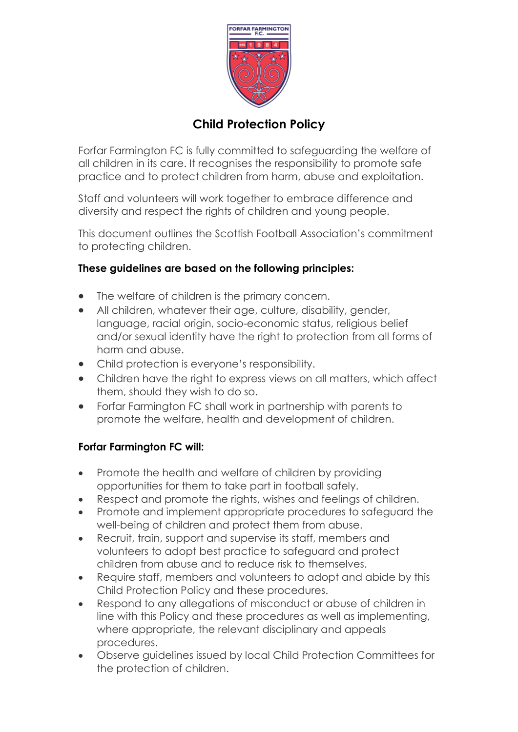# Child Protection Policy

Forfar Farmington FC is fully committed to safeguarding the welfare of all children in its care. It recognises the responsibility to promote safe practice and to protect children from harm, abuse and exploitation.

Staff and volunteers will work together to embrace difference and diversity and respect the rights of children and young people.

This document outlines the Scottish Football Association's commitment to protecting children.

**These guidelines are based on the following principles:**

- The welfare of children is the primary concern.
- All children, whatever their age, culture, disability, gender, language, racial origin, socio-economic status, religious belief and/or sexual identity have the right to protection from all forms of harm and abuse.
- Child protection is everyone's responsibility.
- Children have the right to express views on all matters, which affect them, should they wish to do so.
- Forfar Farmington FC shall work in partnership with parents to promote the welfare, health and development of children.

**Forfar Farmington FC will:**

- Promote the health and welfare of children by providing opportunities for them to take part in football safely.
- Respect and promote the rights, wishes and feelings of children.
- Promote and implement appropriate procedures to safeguard the well-being of children and protect them from abuse.
- Recruit, train, support and supervise its staff, members and volunteers to adopt best practice to safeguard and protect children from abuse and to reduce risk to themselves.
- Require staff, members and volunteers to adopt and abide by this Child Protection Policy and these procedures.
- Respond to any allegations of misconduct or abuse of children in line with this Policy and these procedures as well as implementing, where appropriate, the relevant disciplinary and appeals procedures.
- Observe guidelines issued by local Child Protection Committees for the protection of children.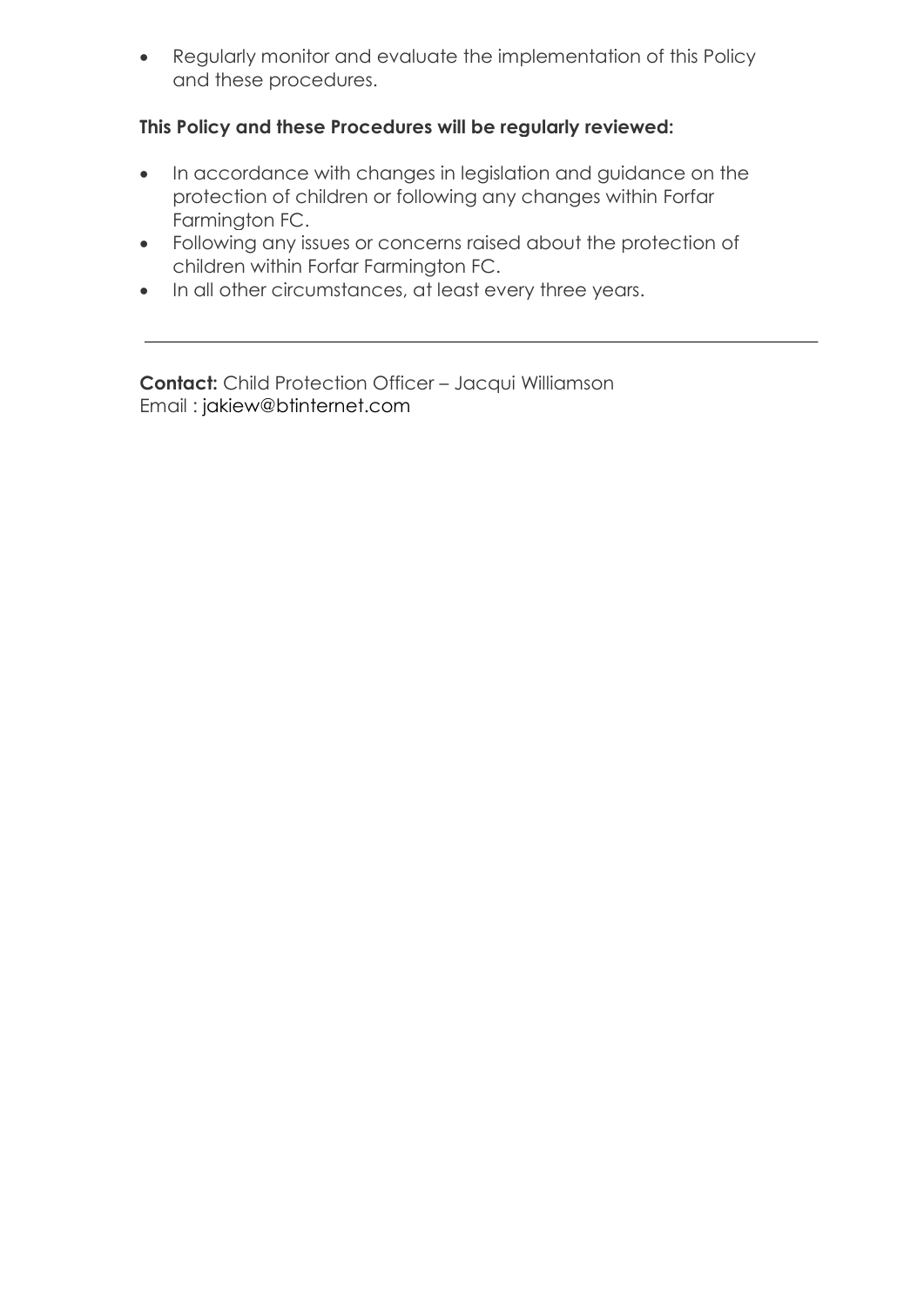- Regularly monitor and evaluate the implementation of this Policy and these procedures.

**This Policy and these Procedures will be regularly reviewed:**

- In accordance with changes in legislation and guidance on the protection of children or following any changes within Forfar Farmington FC.
- Following any issues or concerns raised about the protection of children within Forfar Farmington FC.
- In all other circumstances, at least every three years.

---

**Contact:** Child Protection Officer – Jacqui Williamson
Email : jakiew@btinternet.com